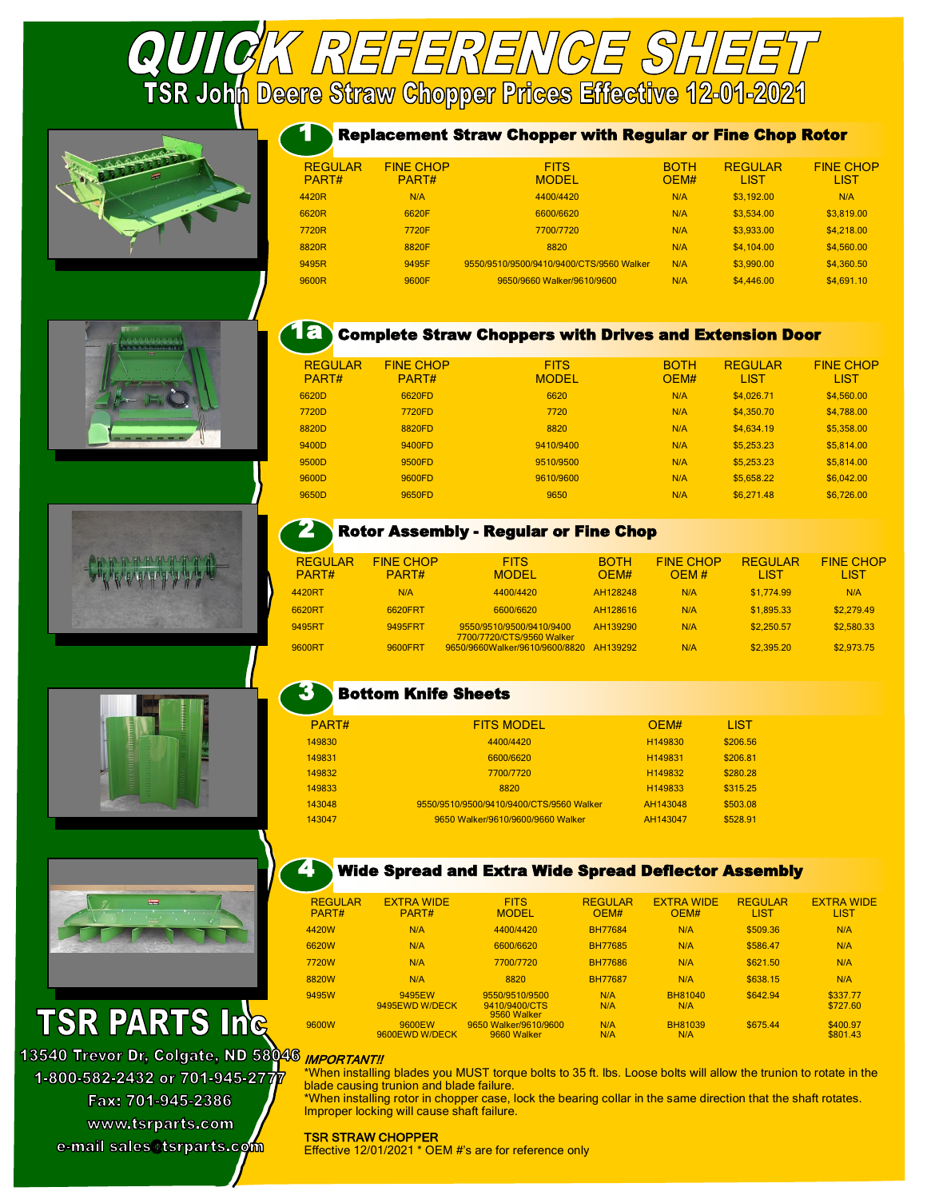# QUICK REFERENCE SHEET

## TSR John Deere Straw Chopper Prices Effective 12-01-2021

### 1 Replacement Straw Chopper with Regular or Fine Chop Rotor

| REGULAR PART# | FINE CHOP PART# | FITS MODEL | BOTH OEM# | REGULAR LIST | FINE CHOP LIST |
|---|---|---|---|---|---|
| 4420R | N/A | 4400/4420 | N/A | $3,192.00 | N/A |
| 6620R | 6620F | 6600/6620 | N/A | $3,534.00 | $3,819.00 |
| 7720R | 7720F | 7700/7720 | N/A | $3,933.00 | $4,218.00 |
| 8820R | 8820F | 8820 | N/A | $4,104.00 | $4,560.00 |
| 9495R | 9495F | 9550/9510/9500/9410/9400/CTS/9560 Walker | N/A | $3,990.00 | $4,360.50 |
| 9600R | 9600F | 9650/9660 Walker/9610/9600 | N/A | $4,446.00 | $4,691.10 |

### 1a Complete Straw Choppers with Drives and Extension Door

| REGULAR PART# | FINE CHOP PART# | FITS MODEL | BOTH OEM# | REGULAR LIST | FINE CHOP LIST |
|---|---|---|---|---|---|
| 6620D | 6620FD | 6620 | N/A | $4,026.71 | $4,560.00 |
| 7720D | 7720FD | 7720 | N/A | $4,350.70 | $4,788.00 |
| 8820D | 8820FD | 8820 | N/A | $4,634.19 | $5,358.00 |
| 9400D | 9400FD | 9410/9400 | N/A | $5,253.23 | $5,814.00 |
| 9500D | 9500FD | 9510/9500 | N/A | $5,253.23 | $5,814.00 |
| 9600D | 9600FD | 9610/9600 | N/A | $5,658.22 | $6,042.00 |
| 9650D | 9650FD | 9650 | N/A | $6,271.48 | $6,726.00 |

### 2 Rotor Assembly - Regular or Fine Chop

| REGULAR PART# | FINE CHOP PART# | FITS MODEL | BOTH OEM# | FINE CHOP OEM # | REGULAR LIST | FINE CHOP LIST |
|---|---|---|---|---|---|---|
| 4420RT | N/A | 4400/4420 | AH128248 | N/A | $1,774.99 | N/A |
| 6620RT | 6620FRT | 6600/6620 | AH128616 | N/A | $1,895.33 | $2,279.49 |
| 9495RT | 9495FRT | 9550/9510/9500/9410/9400 7700/7720/CTS/9560 Walker | AH139290 | N/A | $2,250.57 | $2,580.33 |
| 9600RT | 9600FRT | 9650/9660Walker/9610/9600/8820 | AH139292 | N/A | $2,395.20 | $2,973.75 |

### 3 Bottom Knife Sheets

| PART# | FITS MODEL | OEM# | LIST |
|---|---|---|---|
| 149830 | 4400/4420 | H149830 | $206.56 |
| 149831 | 6600/6620 | H149831 | $206.81 |
| 149832 | 7700/7720 | H149832 | $280.28 |
| 149833 | 8820 | H149833 | $315.25 |
| 143048 | 9550/9510/9500/9410/9400/CTS/9560 Walker | AH143048 | $503.08 |
| 143047 | 9650 Walker/9610/9600/9660 Walker | AH143047 | $528.91 |

### 4 Wide Spread and Extra Wide Spread Deflector Assembly

| REGULAR PART# | EXTRA WIDE PART# | FITS MODEL | REGULAR OEM# | EXTRA WIDE OEM# | REGULAR LIST | EXTRA WIDE LIST |
|---|---|---|---|---|---|---|
| 4420W | N/A | 4400/4420 | BH77684 | N/A | $509.36 | N/A |
| 6620W | N/A | 6600/6620 | BH77685 | N/A | $586.47 | N/A |
| 7720W | N/A | 7700/7720 | BH77686 | N/A | $621.50 | N/A |
| 8820W | N/A | 8820 | BH77687 | N/A | $638.15 | N/A |
| 9495W | 9495EW<br>9495EWD W/DECK | 9550/9510/9500 9410/9400/CTS 9560 Walker | N/A<br>N/A | BH81040<br>N/A | $642.94 | $337.77<br>$727.60 |
| 9600W | 9600EW<br>9600EWD W/DECK | 9650 Walker/9610/9600 9660 Walker | N/A<br>N/A | BH81039<br>N/A | $675.44 | $400.97<br>$801.43 |

***IMPORTANT!!***

*When installing blades you MUST torque bolts to 35 ft. lbs. Loose bolts will allow the trunion to rotate in the blade causing trunion and blade failure.

*When installing rotor in chopper case, lock the bearing collar in the same direction that the shaft rotates. Improper locking will cause shaft failure.

**TSR STRAW CHOPPER**
Effective 12/01/2021 * OEM #'s are for reference only

## TSR PARTS Inc

13540 Trevor Dr, Colgate, ND 58046
1-800-582-2432 or 701-945-2777
Fax: 701-945-2386
www.tsrparts.com
e-mail sales@tsrparts.com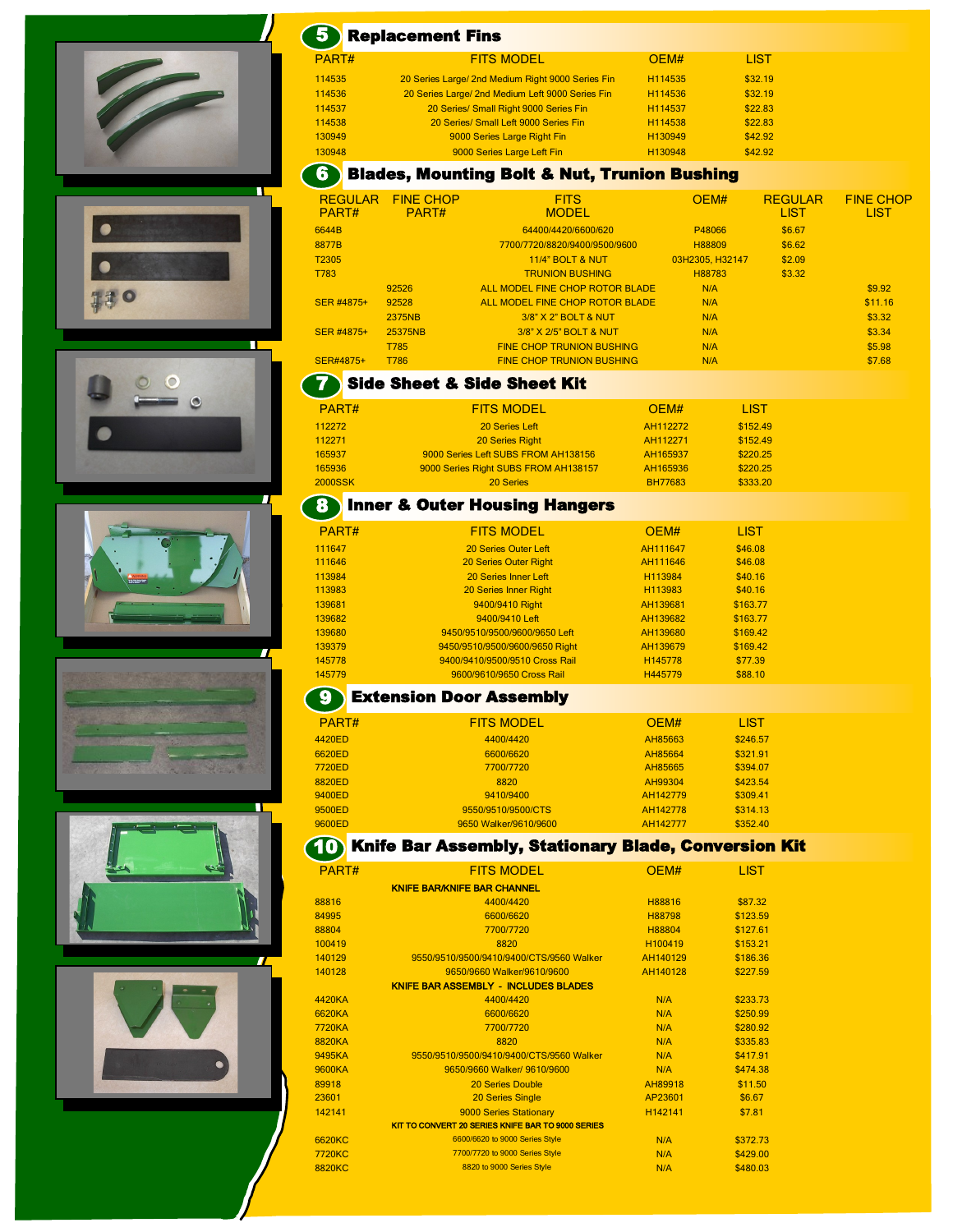## 5 Replacement Fins

| PART# | FITS MODEL | OEM# | LIST |
|---|---|---|---|
| 114535 | 20 Series Large/ 2nd Medium Right 9000 Series Fin | H114535 | $32.19 |
| 114536 | 20 Series Large/ 2nd Medium Left 9000 Series Fin | H114536 | $32.19 |
| 114537 | 20 Series/ Small Right 9000 Series Fin | H114537 | $22.83 |
| 114538 | 20 Series/ Small Left 9000 Series Fin | H114538 | $22.83 |
| 130949 | 9000 Series Large Right Fin | H130949 | $42.92 |
| 130948 | 9000 Series Large Left Fin | H130948 | $42.92 |

## 6 Blades, Mounting Bolt & Nut, Trunion Bushing

| REGULAR PART# | FINE CHOP PART# | FITS MODEL | OEM# | REGULAR LIST | FINE CHOP LIST |
|---|---|---|---|---|---|
| 6644B | | 64400/4420/6600/620 | P48066 | $6.67 | |
| 8877B | | 7700/7720/8820/9400/9500/9600 | H88809 | $6.62 | |
| T2305 | | 11/4" BOLT & NUT | 03H2305, H32147 | $2.09 | |
| T783 | | TRUNION BUSHING | H88783 | $3.32 | |
| | 92526 | ALL MODEL FINE CHOP ROTOR BLADE | N/A | | $9.92 |
| SER #4875+ | 92528 | ALL MODEL FINE CHOP ROTOR BLADE | N/A | | $11.16 |
| | 2375NB | 3/8" X 2" BOLT & NUT | N/A | | $3.32 |
| SER #4875+ | 25375NB | 3/8" X 2/5" BOLT & NUT | N/A | | $3.34 |
| | T785 | FINE CHOP TRUNION BUSHING | N/A | | $5.98 |
| SER#4875+ | T786 | FINE CHOP TRUNION BUSHING | N/A | | $7.68 |

## 7 Side Sheet & Side Sheet Kit

| PART# | FITS MODEL | OEM# | LIST |
|---|---|---|---|
| 112272 | 20 Series Left | AH112272 | $152.49 |
| 112271 | 20 Series Right | AH112271 | $152.49 |
| 165937 | 9000 Series Left SUBS FROM AH138156 | AH165937 | $220.25 |
| 165936 | 9000 Series Right SUBS FROM AH138157 | AH165936 | $220.25 |
| 2000SSK | 20 Series | BH77683 | $333.20 |

## 8 Inner & Outer Housing Hangers

| PART# | FITS MODEL | OEM# | LIST |
|---|---|---|---|
| 111647 | 20 Series Outer Left | AH111647 | $46.08 |
| 111646 | 20 Series Outer Right | AH111646 | $46.08 |
| 113984 | 20 Series Inner Left | H113984 | $40.16 |
| 113983 | 20 Series Inner Right | H113983 | $40.16 |
| 139681 | 9400/9410 Right | AH139681 | $163.77 |
| 139682 | 9400/9410 Left | AH139682 | $163.77 |
| 139680 | 9450/9510/9500/9600/9650 Left | AH139680 | $169.42 |
| 139379 | 9450/9510/9500/9600/9650 Right | AH139679 | $169.42 |
| 145778 | 9400/9410/9500/9510 Cross Rail | H145778 | $77.39 |
| 145779 | 9600/9610/9650 Cross Rail | H445779 | $88.10 |

## 9 Extension Door Assembly

| PART# | FITS MODEL | OEM# | LIST |
|---|---|---|---|
| 4420ED | 4400/4420 | AH85663 | $246.57 |
| 6620ED | 6600/6620 | AH85664 | $321.91 |
| 7720ED | 7700/7720 | AH85665 | $394.07 |
| 8820ED | 8820 | AH99304 | $423.54 |
| 9400ED | 9410/9400 | AH142779 | $309.41 |
| 9500ED | 9550/9510/9500/CTS | AH142778 | $314.13 |
| 9600ED | 9650 Walker/9610/9600 | AH142777 | $352.40 |

## 10 Knife Bar Assembly, Stationary Blade, Conversion Kit

| PART# | FITS MODEL | OEM# | LIST |
|---|---|---|---|
| | **KNIFE BAR/KNIFE BAR CHANNEL** | | |
| 88816 | 4400/4420 | H88816 | $87.32 |
| 84995 | 6600/6620 | H88798 | $123.59 |
| 88804 | 7700/7720 | H88804 | $127.61 |
| 100419 | 8820 | H100419 | $153.21 |
| 140129 | 9550/9510/9500/9410/9400/CTS/9560 Walker | AH140129 | $186.36 |
| 140128 | 9650/9660 Walker/9610/9600 | AH140128 | $227.59 |
| | **KNIFE BAR ASSEMBLY - INCLUDES BLADES** | | |
| 4420KA | 4400/4420 | N/A | $233.73 |
| 6620KA | 6600/6620 | N/A | $250.99 |
| 7720KA | 7700/7720 | N/A | $280.92 |
| 8820KA | 8820 | N/A | $335.83 |
| 9495KA | 9550/9510/9500/9410/9400/CTS/9560 Walker | N/A | $417.91 |
| 9600KA | 9650/9660 Walker/ 9610/9600 | N/A | $474.38 |
| 89918 | 20 Series Double | AH89918 | $11.50 |
| 23601 | 20 Series Single | AP23601 | $6.67 |
| 142141 | 9000 Series Stationary | H142141 | $7.81 |
| | **KIT TO CONVERT 20 SERIES KNIFE BAR TO 9000 SERIES** | | |
| 6620KC | 6600/6620 to 9000 Series Style | N/A | $372.73 |
| 7720KC | 7700/7720 to 9000 Series Style | N/A | $429.00 |
| 8820KC | 8820 to 9000 Series Style | N/A | $480.03 |